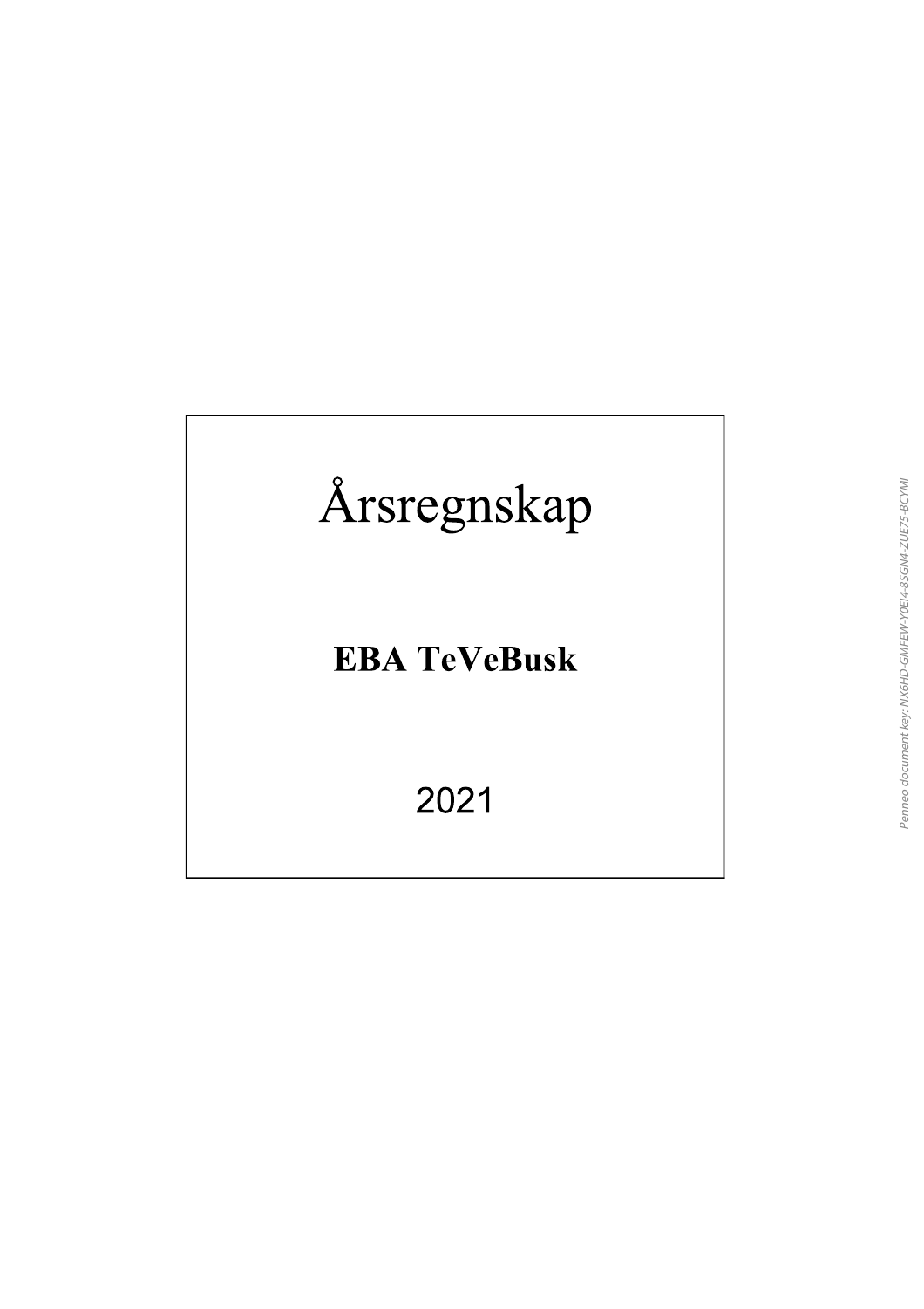# Årsregnskap

**EBA TeVeBusk**

2021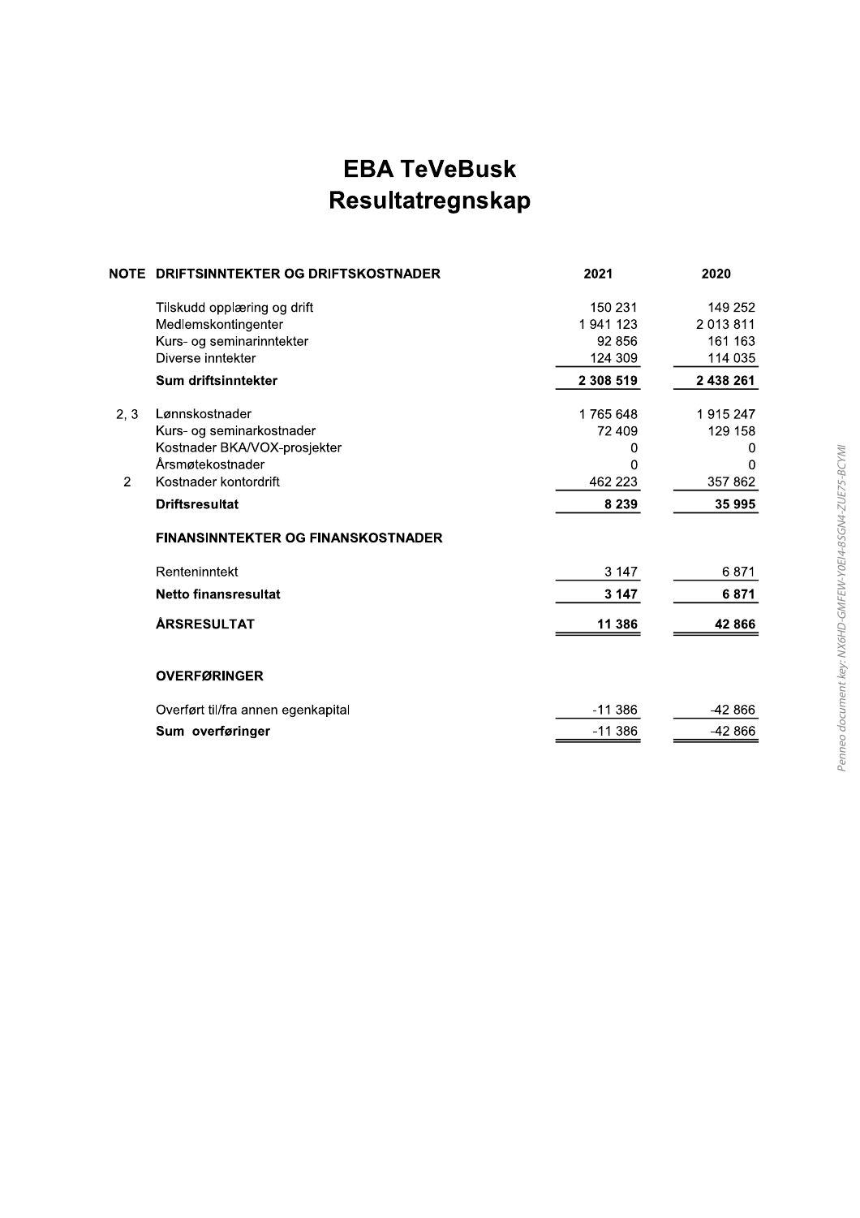# EBA TeVeBusk
# Resultatregnskap

| NOTE | DRIFTSINNTEKTER OG DRIFTSKOSTNADER | 2021 | 2020 |
|---|---|---|---|
| | Tilskudd opplæring og drift | 150 231 | 149 252 |
| | Medlemskontingenter | 1 941 123 | 2 013 811 |
| | Kurs- og seminarinntekter | 92 856 | 161 163 |
| | Diverse inntekter | 124 309 | 114 035 |
| | **Sum driftsinntekter** | **2 308 519** | **2 438 261** |
| 2, 3 | Lønnskostnader | 1 765 648 | 1 915 247 |
| | Kurs- og seminarkostnader | 72 409 | 129 158 |
| | Kostnader BKA/VOX-prosjekter | 0 | 0 |
| | Årsmøtekostnader | 0 | 0 |
| 2 | Kostnader kontordrift | 462 223 | 357 862 |
| | **Driftsresultat** | **8 239** | **35 995** |
| | **FINANSINNTEKTER OG FINANSKOSTNADER** | | |
| | Renteninntekt | 3 147 | 6 871 |
| | **Netto finansresultat** | **3 147** | **6 871** |
| | **ÅRSRESULTAT** | **11 386** | **42 866** |
| | **OVERFØRINGER** | | |
| | Overført til/fra annen egenkapital | -11 386 | -42 866 |
| | **Sum overføringer** | -11 386 | -42 866 |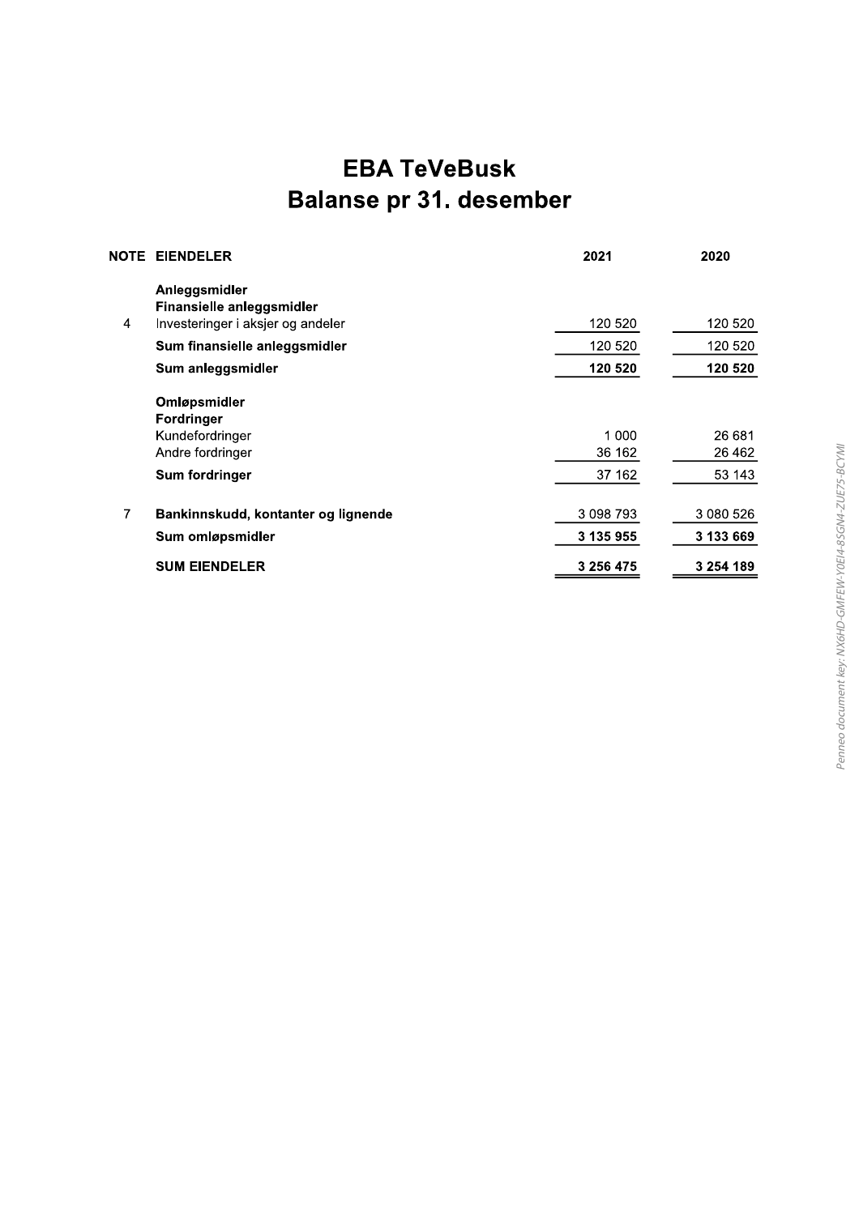# EBA TeVeBusk
## Balanse pr 31. desember

| NOTE | EIENDELER | 2021 | 2020 |
|---|---|---|---|
| | **Anleggsmidler** | | |
| | **Finansielle anleggsmidler** | | |
| 4 | Investeringer i aksjer og andeler | 120 520 | 120 520 |
| | **Sum finansielle anleggsmidler** | 120 520 | 120 520 |
| | **Sum anleggsmidler** | **120 520** | **120 520** |
| | **Omløpsmidler** | | |
| | **Fordringer** | | |
| | Kundefordringer | 1 000 | 26 681 |
| | Andre fordringer | 36 162 | 26 462 |
| | **Sum fordringer** | 37 162 | 53 143 |
| 7 | **Bankinnskudd, kontanter og lignende** | 3 098 793 | 3 080 526 |
| | **Sum omløpsmidler** | **3 135 955** | **3 133 669** |
| | **SUM EIENDELER** | **3 256 475** | **3 254 189** |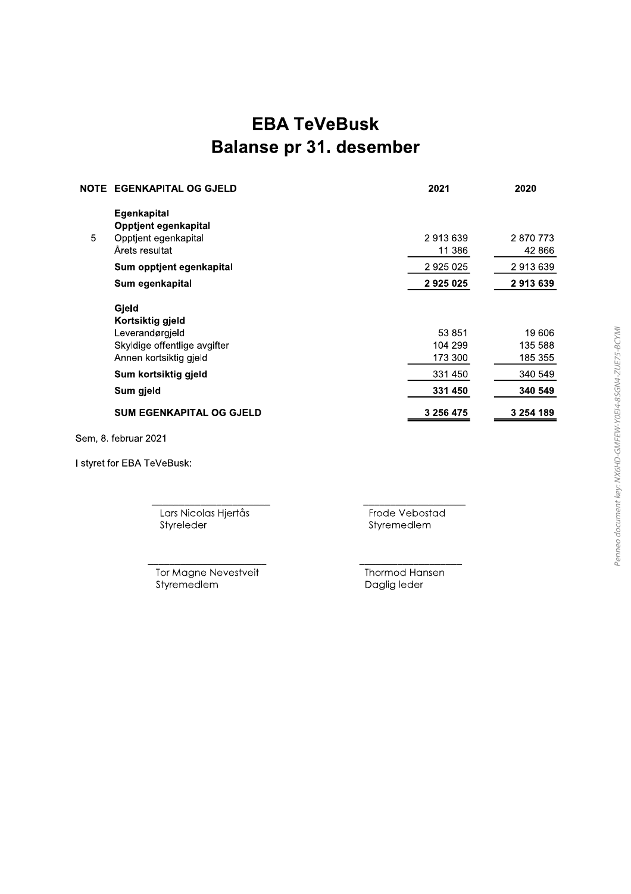# EBA TeVeBusk
# Balanse pr 31. desember

| NOTE | EGENKAPITAL OG GJELD | 2021 | 2020 |
|---|---|---|---|
| | **Egenkapital** | | |
| | **Opptjent egenkapital** | | |
| 5 | Opptjent egenkapital | 2 913 639 | 2 870 773 |
| | Årets resultat | 11 386 | 42 866 |
| | **Sum opptjent egenkapital** | 2 925 025 | 2 913 639 |
| | **Sum egenkapital** | **2 925 025** | **2 913 639** |
| | **Gjeld** | | |
| | **Kortsiktig gjeld** | | |
| | Leverandørgjeld | 53 851 | 19 606 |
| | Skyldige offentlige avgifter | 104 299 | 135 588 |
| | Annen kortsiktig gjeld | 173 300 | 185 355 |
| | **Sum kortsiktig gjeld** | 331 450 | 340 549 |
| | **Sum gjeld** | **331 450** | **340 549** |
| | **SUM EGENKAPITAL OG GJELD** | **3 256 475** | **3 254 189** |

Sem, 8. februar 2021

I styret for EBA TeVeBusk:

Lars Nicolas Hjertås
Styreleder

Frode Vebostad
Styremedlem

Tor Magne Nevestveit
Styremedlem

Thormod Hansen
Daglig leder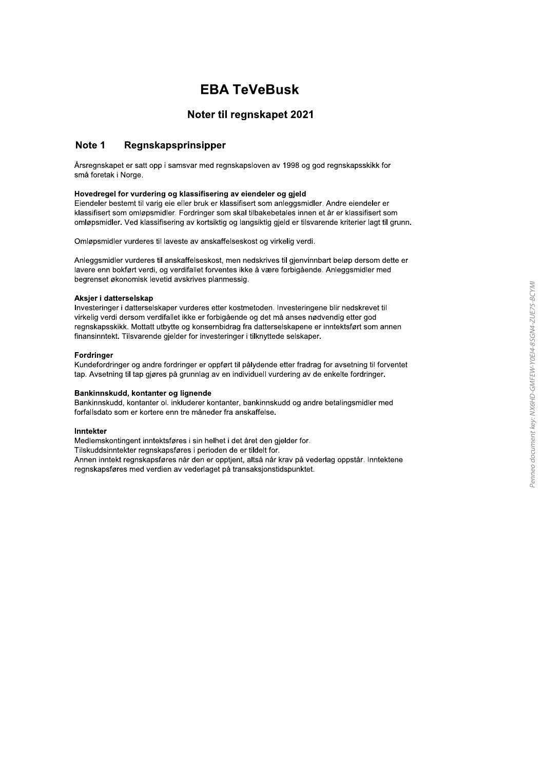# EBA TeVeBusk

## Noter til regnskapet 2021

## Note 1 Regnskapsprinsipper

Årsregnskapet er satt opp i samsvar med regnskapsloven av 1998 og god regnskapsskikk for små foretak i Norge.

#### Hovedregel for vurdering og klassifisering av eiendeler og gjeld

Eiendeler bestemt til varig eie eller bruk er klassifisert som anleggsmidler. Andre eiendeler er klassifisert som omløpsmidler. Fordringer som skal tilbakebetales innen et år er klassifisert som omløpsmidler. Ved klassifisering av kortsiktig og langsiktig gjeld er tilsvarende kriterier lagt til grunn.

Omløpsmidler vurderes til laveste av anskaffelseskost og virkelig verdi.

Anleggsmidler vurderes til anskaffelseskost, men nedskrives til gjenvinnbart beløp dersom dette er lavere enn bokført verdi, og verdifallet forventes ikke å være forbigående. Anleggsmidler med begrenset økonomisk levetid avskrives planmessig.

#### Aksjer i datterselskap

Investeringer i datterselskaper vurderes etter kostmetoden. Investeringene blir nedskrevet til virkelig verdi dersom verdifallet ikke er forbigående og det må anses nødvendig etter god regnskapsskikk. Mottatt utbytte og konsernbidrag fra datterselskapene er inntektsført som annen finansinntekt. Tilsvarende gjelder for investeringer i tilknyttede selskaper.

#### Fordringer

Kundefordringer og andre fordringer er oppført til pålydende etter fradrag for avsetning til forventet tap. Avsetning til tap gjøres på grunnlag av en individuell vurdering av de enkelte fordringer.

#### Bankinnskudd, kontanter og lignende

Bankinnskudd, kontanter ol. inkluderer kontanter, bankinnskudd og andre betalingsmidler med forfallsdato som er kortere enn tre måneder fra anskaffelse.

#### Inntekter

Medlemskontingent inntektsføres i sin helhet i det året den gjelder for.
Tilskuddsinntekter regnskapsføres i perioden de er tildelt for.
Annen inntekt regnskapsføres når den er opptjent, altså når krav på vederlag oppstår. Inntektene regnskapsføres med verdien av vederlaget på transaksjonstidspunktet.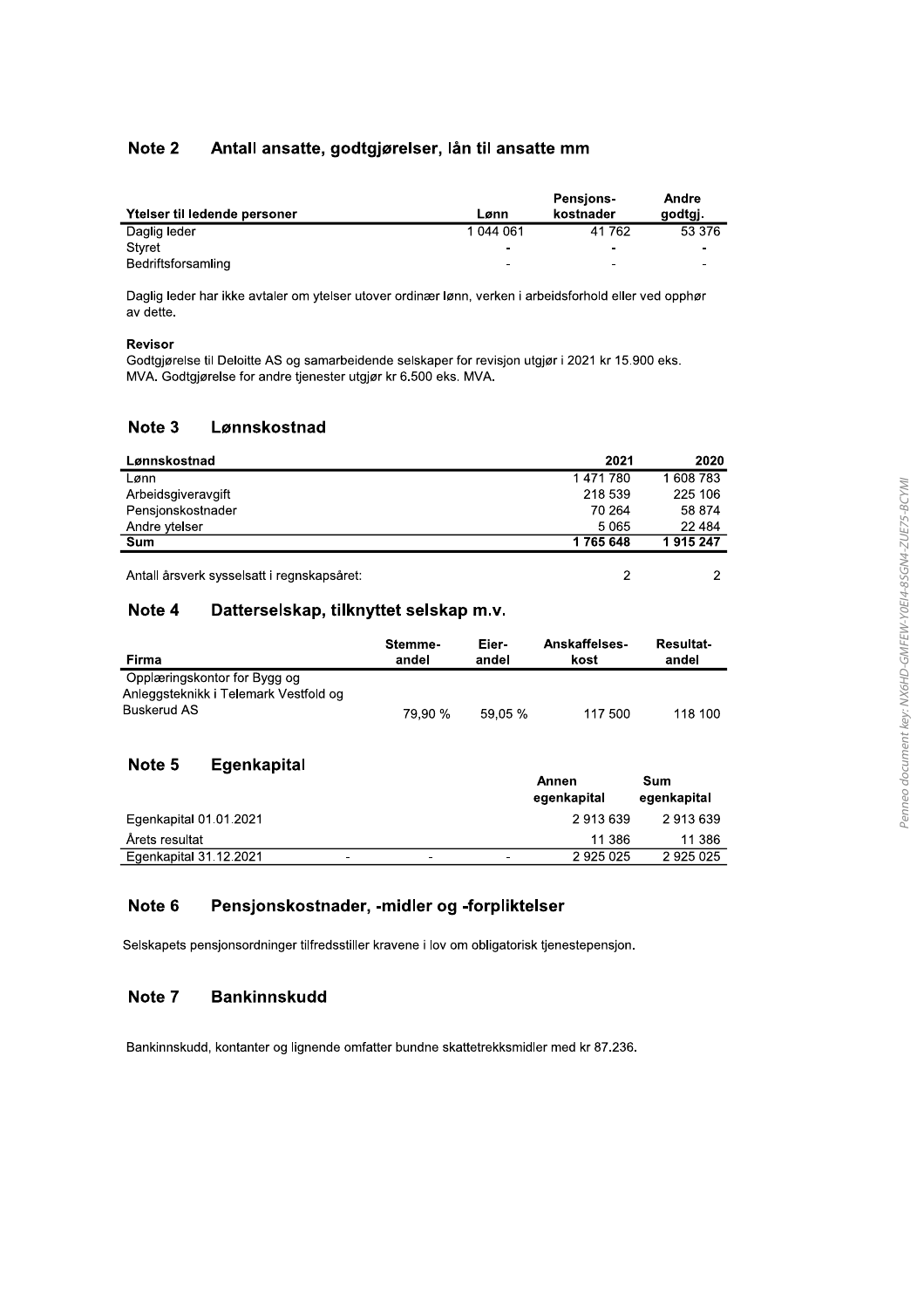## Note 2 Antall ansatte, godtgjørelser, lån til ansatte mm

| Ytelser til ledende personer | Lønn | Pensjons-kostnader | Andre godtgj. |
|---|---|---|---|
| Daglig leder | 1 044 061 | 41 762 | 53 376 |
| Styret | - | - | - |
| Bedriftsforsamling | - | - | - |

Daglig leder har ikke avtaler om ytelser utover ordinær lønn, verken i arbeidsforhold eller ved opphør av dette.

**Revisor**
Godtgjørelse til Deloitte AS og samarbeidende selskaper for revisjon utgjør i 2021 kr 15.900 eks. MVA. Godtgjørelse for andre tjenester utgjør kr 6.500 eks. MVA.

## Note 3 Lønnskostnad

| Lønnskostnad | 2021 | 2020 |
|---|---|---|
| Lønn | 1 471 780 | 1 608 783 |
| Arbeidsgiveravgift | 218 539 | 225 106 |
| Pensjonskostnader | 70 264 | 58 874 |
| Andre ytelser | 5 065 | 22 484 |
| **Sum** | **1 765 648** | **1 915 247** |
| | | |
| Antall årsverk sysselsatt i regnskapsåret: | 2 | 2 |

## Note 4 Datterselskap, tilknyttet selskap m.v.

| Firma | Stemme-andel | Eier-andel | Anskaffelses-kost | Resultat-andel |
|---|---|---|---|---|
| Opplæringskontor for Bygg og Anleggsteknikk i Telemark Vestfold og Buskerud AS | 79,90 % | 59,05 % | 117 500 | 118 100 |

## Note 5 Egenkapital

| | | | | Annen egenkapital | Sum egenkapital |
|---|---|---|---|---|---|
| Egenkapital 01.01.2021 | | | | 2 913 639 | 2 913 639 |
| Årets resultat | | | | 11 386 | 11 386 |
| Egenkapital 31.12.2021 | - | - | - | 2 925 025 | 2 925 025 |

## Note 6 Pensjonskostnader, -midler og -forpliktelser

Selskapets pensjonsordninger tilfredsstiller kravene i lov om obligatorisk tjenestepensjon.

## Note 7 Bankinnskudd

Bankinnskudd, kontanter og lignende omfatter bundne skattetrekksmidler med kr 87.236.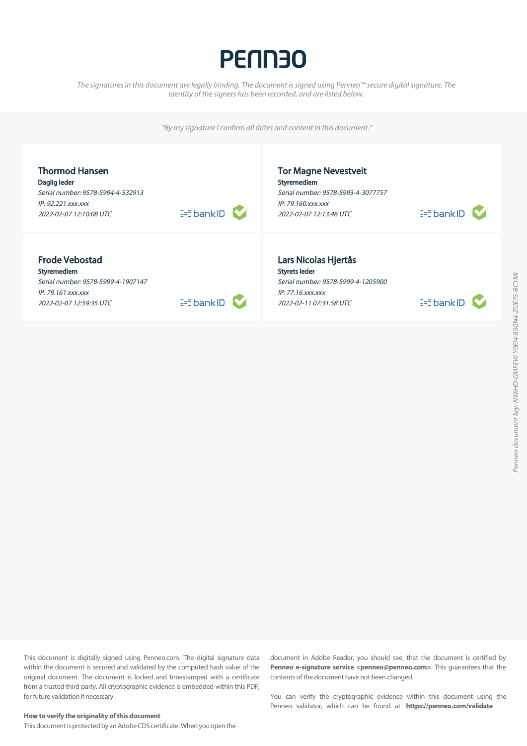# PENN30

*The signatures in this document are legally binding. The document is signed using Penneo™ secure digital signature. The identity of the signers has been recorded, and are listed below.*

*"By my signature I confirm all dates and content in this document."*

**Thormod Hansen**
**Daglig leder**
*Serial number: 9578-5994-4-532913*
*IP: 92.221.xxx.xxx*
*2022-02-07 12:10:08 UTC*
bankID

**Tor Magne Nevestveit**
**Styremedlem**
*Serial number: 9578-5993-4-3077757*
*IP: 79.160.xxx.xxx*
*2022-02-07 12:13:46 UTC*
bankID

**Frode Vebostad**
**Styremedlem**
*Serial number: 9578-5999-4-1907147*
*IP: 79.161.xxx.xxx*
*2022-02-07 12:59:35 UTC*
bankID

**Lars Nicolas Hjertås**
**Styrets leder**
*Serial number: 9578-5999-4-1205900*
*IP: 77.16.xxx.xxx*
*2022-02-11 07:31:58 UTC*
bankID

*Penneo document key: NX6HD-GMFEW-Y0EI4-8SGN4-ZUE75-BCYMI*

This document is digitally signed using Penneo.com. The digital signature data within the document is secured and validated by the computed hash value of the original document. The document is locked and timestamped with a certificate from a trusted third party. All cryptographic evidence is embedded within this PDF, for future validation if necessary.

**How to verify the originality of this document**

This document is protected by an Adobe CDS certificate. When you open the document in Adobe Reader, you should see, that the document is certified by **Penneo e-signature service <penneo@penneo.com>**. This guarantees that the contents of the document have not been changed.

You can verify the cryptographic evidence within this document using the Penneo validator, which can be found at **https://penneo.com/validate**